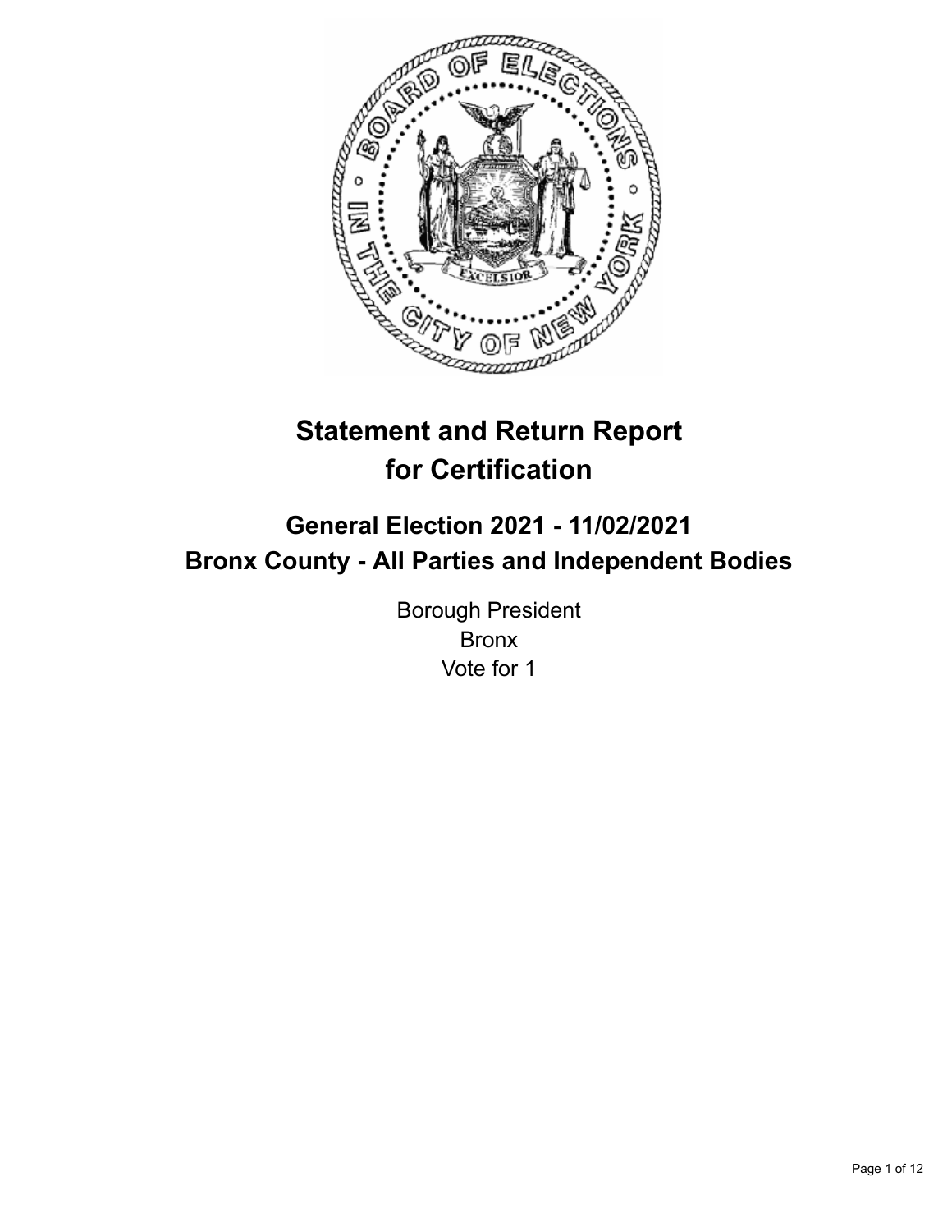# Statement and Return Report for Certification

## General Election 2021 - 11/02/2021
## Bronx County - All Parties and Independent Bodies

Borough President
Bronx
Vote for 1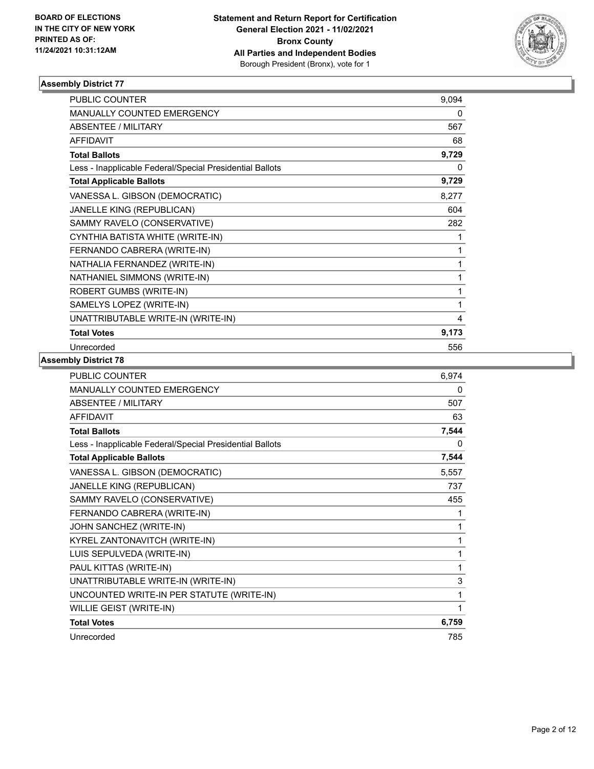**BOARD OF ELECTIONS IN THE CITY OF NEW YORK PRINTED AS OF: 11/24/2021 10:31:12AM**

**Statement and Return Report for Certification**
**General Election 2021 - 11/02/2021**
**Bronx County**
**All Parties and Independent Bodies**
Borough President (Bronx), vote for 1

## Assembly District 77

| | |
|---|---|
| PUBLIC COUNTER | 9,094 |
| MANUALLY COUNTED EMERGENCY | 0 |
| ABSENTEE / MILITARY | 567 |
| AFFIDAVIT | 68 |
| **Total Ballots** | **9,729** |
| Less - Inapplicable Federal/Special Presidential Ballots | 0 |
| **Total Applicable Ballots** | **9,729** |
| VANESSA L. GIBSON (DEMOCRATIC) | 8,277 |
| JANELLE KING (REPUBLICAN) | 604 |
| SAMMY RAVELO (CONSERVATIVE) | 282 |
| CYNTHIA BATISTA WHITE (WRITE-IN) | 1 |
| FERNANDO CABRERA (WRITE-IN) | 1 |
| NATHALIA FERNANDEZ (WRITE-IN) | 1 |
| NATHANIEL SIMMONS (WRITE-IN) | 1 |
| ROBERT GUMBS (WRITE-IN) | 1 |
| SAMELYS LOPEZ (WRITE-IN) | 1 |
| UNATTRIBUTABLE WRITE-IN (WRITE-IN) | 4 |
| **Total Votes** | **9,173** |
| Unrecorded | 556 |

## Assembly District 78

| | |
|---|---|
| PUBLIC COUNTER | 6,974 |
| MANUALLY COUNTED EMERGENCY | 0 |
| ABSENTEE / MILITARY | 507 |
| AFFIDAVIT | 63 |
| **Total Ballots** | **7,544** |
| Less - Inapplicable Federal/Special Presidential Ballots | 0 |
| **Total Applicable Ballots** | **7,544** |
| VANESSA L. GIBSON (DEMOCRATIC) | 5,557 |
| JANELLE KING (REPUBLICAN) | 737 |
| SAMMY RAVELO (CONSERVATIVE) | 455 |
| FERNANDO CABRERA (WRITE-IN) | 1 |
| JOHN SANCHEZ (WRITE-IN) | 1 |
| KYREL ZANTONAVITCH (WRITE-IN) | 1 |
| LUIS SEPULVEDA (WRITE-IN) | 1 |
| PAUL KITTAS (WRITE-IN) | 1 |
| UNATTRIBUTABLE WRITE-IN (WRITE-IN) | 3 |
| UNCOUNTED WRITE-IN PER STATUTE (WRITE-IN) | 1 |
| WILLIE GEIST (WRITE-IN) | 1 |
| **Total Votes** | **6,759** |
| Unrecorded | 785 |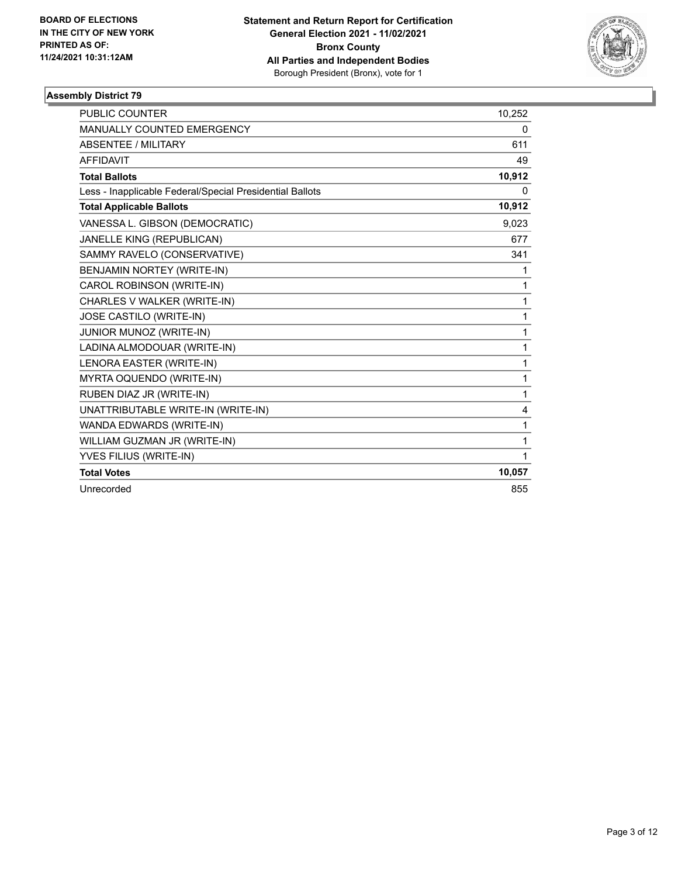BOARD OF ELECTIONS
IN THE CITY OF NEW YORK
PRINTED AS OF:
11/24/2021 10:31:12AM

**Statement and Return Report for Certification**
**General Election 2021 - 11/02/2021**
**Bronx County**
**All Parties and Independent Bodies**
Borough President (Bronx), vote for 1

### Assembly District 79

| | |
|---|---|
| PUBLIC COUNTER | 10,252 |
| MANUALLY COUNTED EMERGENCY | 0 |
| ABSENTEE / MILITARY | 611 |
| AFFIDAVIT | 49 |
| **Total Ballots** | **10,912** |
| Less - Inapplicable Federal/Special Presidential Ballots | 0 |
| **Total Applicable Ballots** | **10,912** |
| VANESSA L. GIBSON (DEMOCRATIC) | 9,023 |
| JANELLE KING (REPUBLICAN) | 677 |
| SAMMY RAVELO (CONSERVATIVE) | 341 |
| BENJAMIN NORTEY (WRITE-IN) | 1 |
| CAROL ROBINSON (WRITE-IN) | 1 |
| CHARLES V WALKER (WRITE-IN) | 1 |
| JOSE CASTILO (WRITE-IN) | 1 |
| JUNIOR MUNOZ (WRITE-IN) | 1 |
| LADINA ALMODOUAR (WRITE-IN) | 1 |
| LENORA EASTER (WRITE-IN) | 1 |
| MYRTA OQUENDO (WRITE-IN) | 1 |
| RUBEN DIAZ JR (WRITE-IN) | 1 |
| UNATTRIBUTABLE WRITE-IN (WRITE-IN) | 4 |
| WANDA EDWARDS (WRITE-IN) | 1 |
| WILLIAM GUZMAN JR (WRITE-IN) | 1 |
| YVES FILIUS (WRITE-IN) | 1 |
| **Total Votes** | **10,057** |
| Unrecorded | 855 |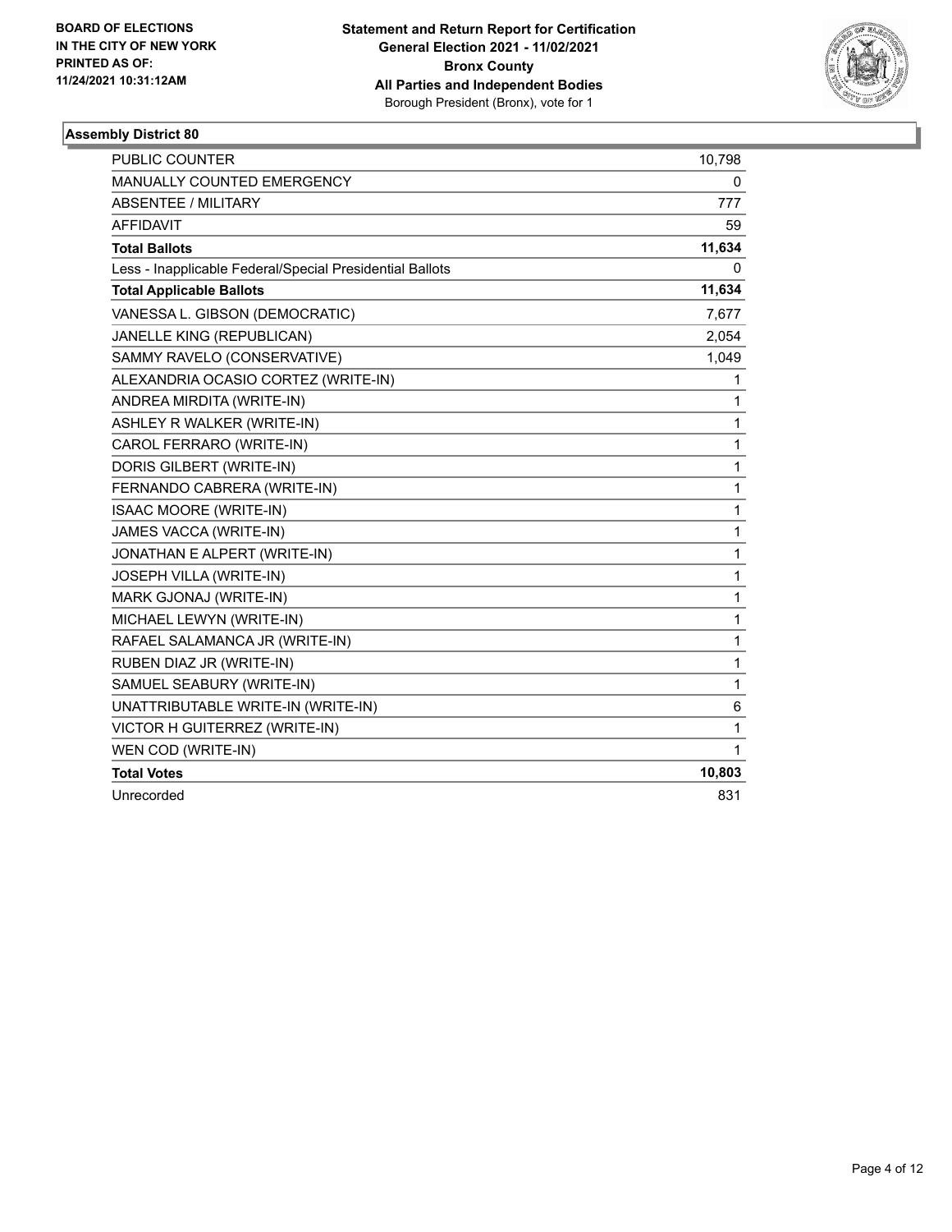**BOARD OF ELECTIONS**
**IN THE CITY OF NEW YORK**
**PRINTED AS OF:**
**11/24/2021 10:31:12AM**

**Statement and Return Report for Certification**
**General Election 2021 - 11/02/2021**
**Bronx County**
**All Parties and Independent Bodies**
Borough President (Bronx), vote for 1

### Assembly District 80

| | |
|---|---|
| PUBLIC COUNTER | 10,798 |
| MANUALLY COUNTED EMERGENCY | 0 |
| ABSENTEE / MILITARY | 777 |
| AFFIDAVIT | 59 |
| **Total Ballots** | **11,634** |
| Less - Inapplicable Federal/Special Presidential Ballots | 0 |
| **Total Applicable Ballots** | **11,634** |
| VANESSA L. GIBSON (DEMOCRATIC) | 7,677 |
| JANELLE KING (REPUBLICAN) | 2,054 |
| SAMMY RAVELO (CONSERVATIVE) | 1,049 |
| ALEXANDRIA OCASIO CORTEZ (WRITE-IN) | 1 |
| ANDREA MIRDITA (WRITE-IN) | 1 |
| ASHLEY R WALKER (WRITE-IN) | 1 |
| CAROL FERRARO (WRITE-IN) | 1 |
| DORIS GILBERT (WRITE-IN) | 1 |
| FERNANDO CABRERA (WRITE-IN) | 1 |
| ISAAC MOORE (WRITE-IN) | 1 |
| JAMES VACCA (WRITE-IN) | 1 |
| JONATHAN E ALPERT (WRITE-IN) | 1 |
| JOSEPH VILLA (WRITE-IN) | 1 |
| MARK GJONAJ (WRITE-IN) | 1 |
| MICHAEL LEWYN (WRITE-IN) | 1 |
| RAFAEL SALAMANCA JR (WRITE-IN) | 1 |
| RUBEN DIAZ JR (WRITE-IN) | 1 |
| SAMUEL SEABURY (WRITE-IN) | 1 |
| UNATTRIBUTABLE WRITE-IN (WRITE-IN) | 6 |
| VICTOR H GUITERREZ (WRITE-IN) | 1 |
| WEN COD (WRITE-IN) | 1 |
| **Total Votes** | **10,803** |
| Unrecorded | 831 |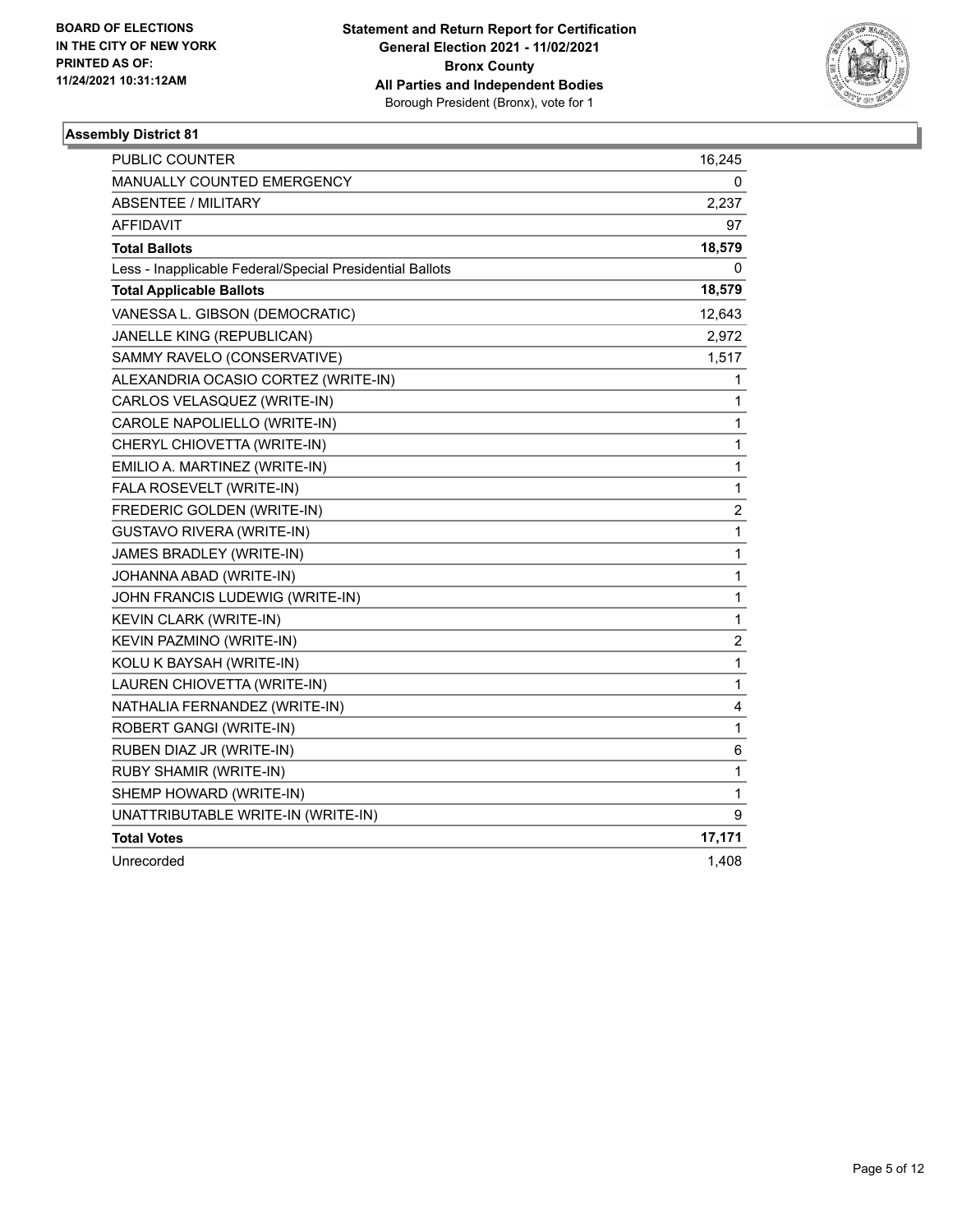**BOARD OF ELECTIONS IN THE CITY OF NEW YORK PRINTED AS OF: 11/24/2021 10:31:12AM**

**Statement and Return Report for Certification General Election 2021 - 11/02/2021 Bronx County All Parties and Independent Bodies**
Borough President (Bronx), vote for 1

### Assembly District 81

| | |
|---|---|
| PUBLIC COUNTER | 16,245 |
| MANUALLY COUNTED EMERGENCY | 0 |
| ABSENTEE / MILITARY | 2,237 |
| AFFIDAVIT | 97 |
| **Total Ballots** | **18,579** |
| Less - Inapplicable Federal/Special Presidential Ballots | 0 |
| **Total Applicable Ballots** | **18,579** |
| VANESSA L. GIBSON (DEMOCRATIC) | 12,643 |
| JANELLE KING (REPUBLICAN) | 2,972 |
| SAMMY RAVELO (CONSERVATIVE) | 1,517 |
| ALEXANDRIA OCASIO CORTEZ (WRITE-IN) | 1 |
| CARLOS VELASQUEZ (WRITE-IN) | 1 |
| CAROLE NAPOLIELLO (WRITE-IN) | 1 |
| CHERYL CHIOVETTA (WRITE-IN) | 1 |
| EMILIO A. MARTINEZ (WRITE-IN) | 1 |
| FALA ROSEVELT (WRITE-IN) | 1 |
| FREDERIC GOLDEN (WRITE-IN) | 2 |
| GUSTAVO RIVERA (WRITE-IN) | 1 |
| JAMES BRADLEY (WRITE-IN) | 1 |
| JOHANNA ABAD (WRITE-IN) | 1 |
| JOHN FRANCIS LUDEWIG (WRITE-IN) | 1 |
| KEVIN CLARK (WRITE-IN) | 1 |
| KEVIN PAZMINO (WRITE-IN) | 2 |
| KOLU K BAYSAH (WRITE-IN) | 1 |
| LAUREN CHIOVETTA (WRITE-IN) | 1 |
| NATHALIA FERNANDEZ (WRITE-IN) | 4 |
| ROBERT GANGI (WRITE-IN) | 1 |
| RUBEN DIAZ JR (WRITE-IN) | 6 |
| RUBY SHAMIR (WRITE-IN) | 1 |
| SHEMP HOWARD (WRITE-IN) | 1 |
| UNATTRIBUTABLE WRITE-IN (WRITE-IN) | 9 |
| **Total Votes** | **17,171** |
| Unrecorded | 1,408 |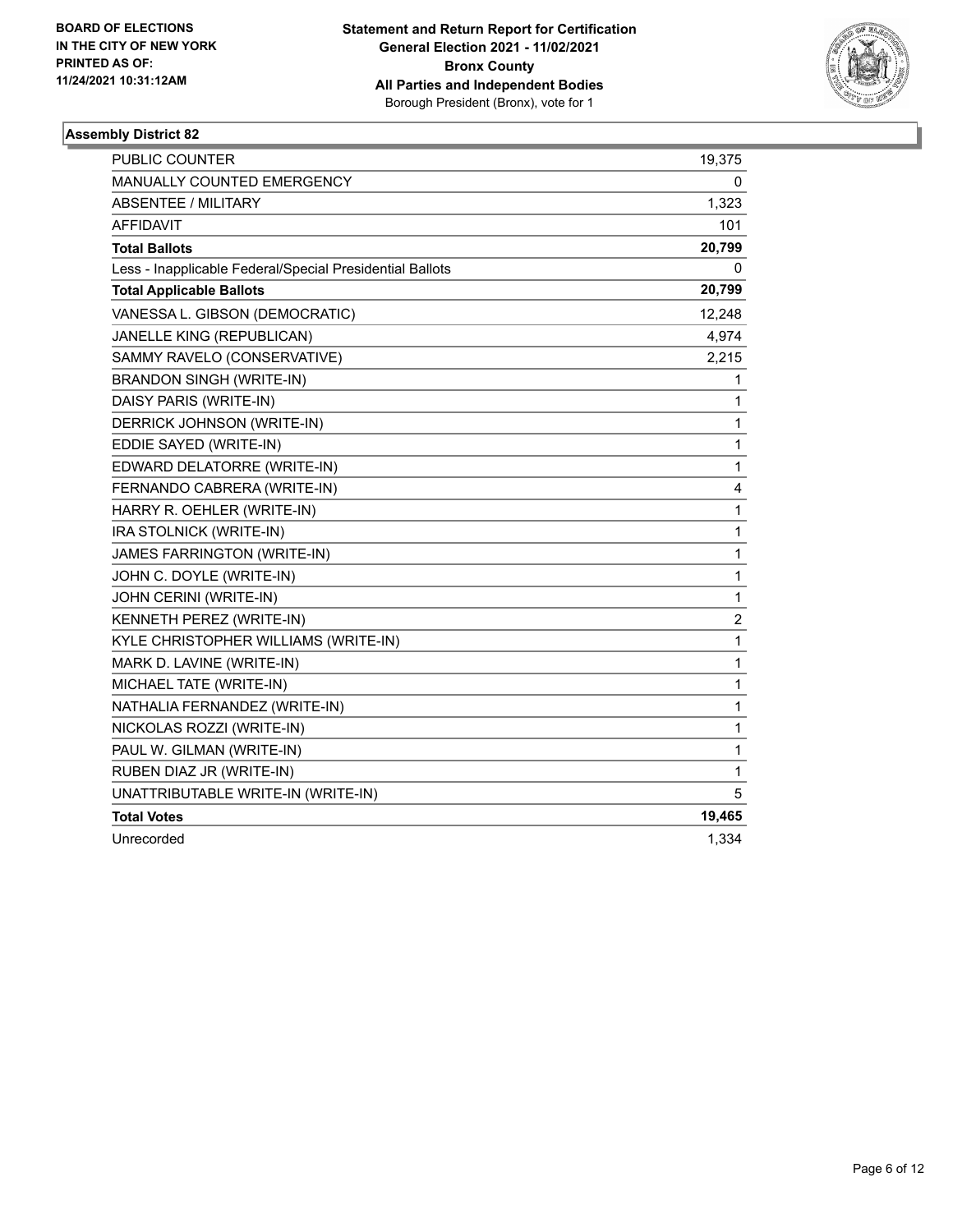**BOARD OF ELECTIONS IN THE CITY OF NEW YORK PRINTED AS OF: 11/24/2021 10:31:12AM**

**Statement and Return Report for Certification General Election 2021 - 11/02/2021 Bronx County All Parties and Independent Bodies**
Borough President (Bronx), vote for 1

### Assembly District 82

| | |
|---|---|
| PUBLIC COUNTER | 19,375 |
| MANUALLY COUNTED EMERGENCY | 0 |
| ABSENTEE / MILITARY | 1,323 |
| AFFIDAVIT | 101 |
| **Total Ballots** | **20,799** |
| Less - Inapplicable Federal/Special Presidential Ballots | 0 |
| **Total Applicable Ballots** | **20,799** |
| VANESSA L. GIBSON (DEMOCRATIC) | 12,248 |
| JANELLE KING (REPUBLICAN) | 4,974 |
| SAMMY RAVELO (CONSERVATIVE) | 2,215 |
| BRANDON SINGH (WRITE-IN) | 1 |
| DAISY PARIS (WRITE-IN) | 1 |
| DERRICK JOHNSON (WRITE-IN) | 1 |
| EDDIE SAYED (WRITE-IN) | 1 |
| EDWARD DELATORRE (WRITE-IN) | 1 |
| FERNANDO CABRERA (WRITE-IN) | 4 |
| HARRY R. OEHLER (WRITE-IN) | 1 |
| IRA STOLNICK (WRITE-IN) | 1 |
| JAMES FARRINGTON (WRITE-IN) | 1 |
| JOHN C. DOYLE (WRITE-IN) | 1 |
| JOHN CERINI (WRITE-IN) | 1 |
| KENNETH PEREZ (WRITE-IN) | 2 |
| KYLE CHRISTOPHER WILLIAMS (WRITE-IN) | 1 |
| MARK D. LAVINE (WRITE-IN) | 1 |
| MICHAEL TATE (WRITE-IN) | 1 |
| NATHALIA FERNANDEZ (WRITE-IN) | 1 |
| NICKOLAS ROZZI (WRITE-IN) | 1 |
| PAUL W. GILMAN (WRITE-IN) | 1 |
| RUBEN DIAZ JR (WRITE-IN) | 1 |
| UNATTRIBUTABLE WRITE-IN (WRITE-IN) | 5 |
| **Total Votes** | **19,465** |
| Unrecorded | 1,334 |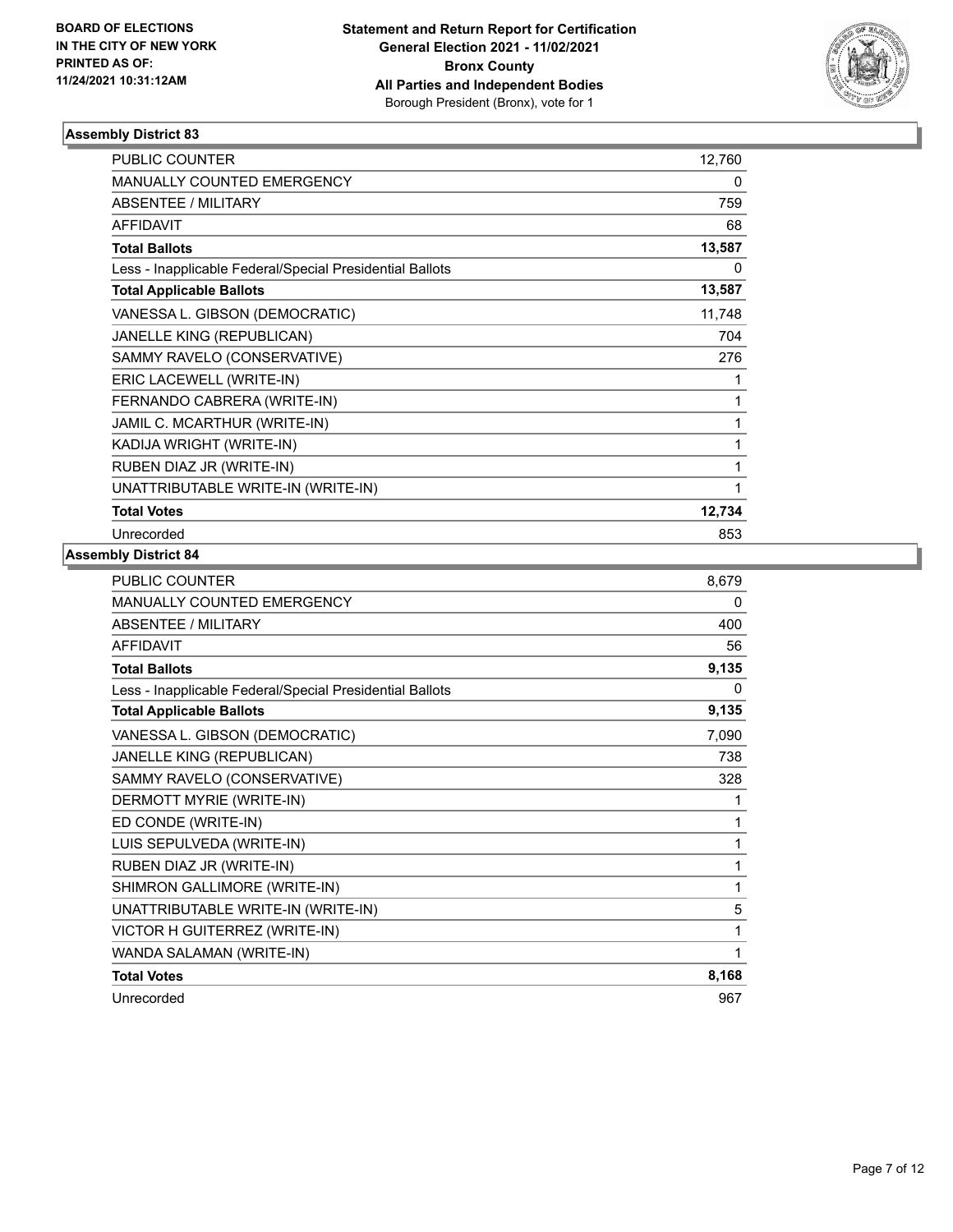**BOARD OF ELECTIONS IN THE CITY OF NEW YORK PRINTED AS OF: 11/24/2021 10:31:12AM**

**Statement and Return Report for Certification General Election 2021 - 11/02/2021 Bronx County All Parties and Independent Bodies**
Borough President (Bronx), vote for 1

### Assembly District 83

| | |
|---|---|
| PUBLIC COUNTER | 12,760 |
| MANUALLY COUNTED EMERGENCY | 0 |
| ABSENTEE / MILITARY | 759 |
| AFFIDAVIT | 68 |
| **Total Ballots** | **13,587** |
| Less - Inapplicable Federal/Special Presidential Ballots | 0 |
| **Total Applicable Ballots** | **13,587** |
| VANESSA L. GIBSON (DEMOCRATIC) | 11,748 |
| JANELLE KING (REPUBLICAN) | 704 |
| SAMMY RAVELO (CONSERVATIVE) | 276 |
| ERIC LACEWELL (WRITE-IN) | 1 |
| FERNANDO CABRERA (WRITE-IN) | 1 |
| JAMIL C. MCARTHUR (WRITE-IN) | 1 |
| KADIJA WRIGHT (WRITE-IN) | 1 |
| RUBEN DIAZ JR (WRITE-IN) | 1 |
| UNATTRIBUTABLE WRITE-IN (WRITE-IN) | 1 |
| **Total Votes** | **12,734** |
| Unrecorded | 853 |

### Assembly District 84

| | |
|---|---|
| PUBLIC COUNTER | 8,679 |
| MANUALLY COUNTED EMERGENCY | 0 |
| ABSENTEE / MILITARY | 400 |
| AFFIDAVIT | 56 |
| **Total Ballots** | **9,135** |
| Less - Inapplicable Federal/Special Presidential Ballots | 0 |
| **Total Applicable Ballots** | **9,135** |
| VANESSA L. GIBSON (DEMOCRATIC) | 7,090 |
| JANELLE KING (REPUBLICAN) | 738 |
| SAMMY RAVELO (CONSERVATIVE) | 328 |
| DERMOTT MYRIE (WRITE-IN) | 1 |
| ED CONDE (WRITE-IN) | 1 |
| LUIS SEPULVEDA (WRITE-IN) | 1 |
| RUBEN DIAZ JR (WRITE-IN) | 1 |
| SHIMRON GALLIMORE (WRITE-IN) | 1 |
| UNATTRIBUTABLE WRITE-IN (WRITE-IN) | 5 |
| VICTOR H GUITERREZ (WRITE-IN) | 1 |
| WANDA SALAMAN (WRITE-IN) | 1 |
| **Total Votes** | **8,168** |
| Unrecorded | 967 |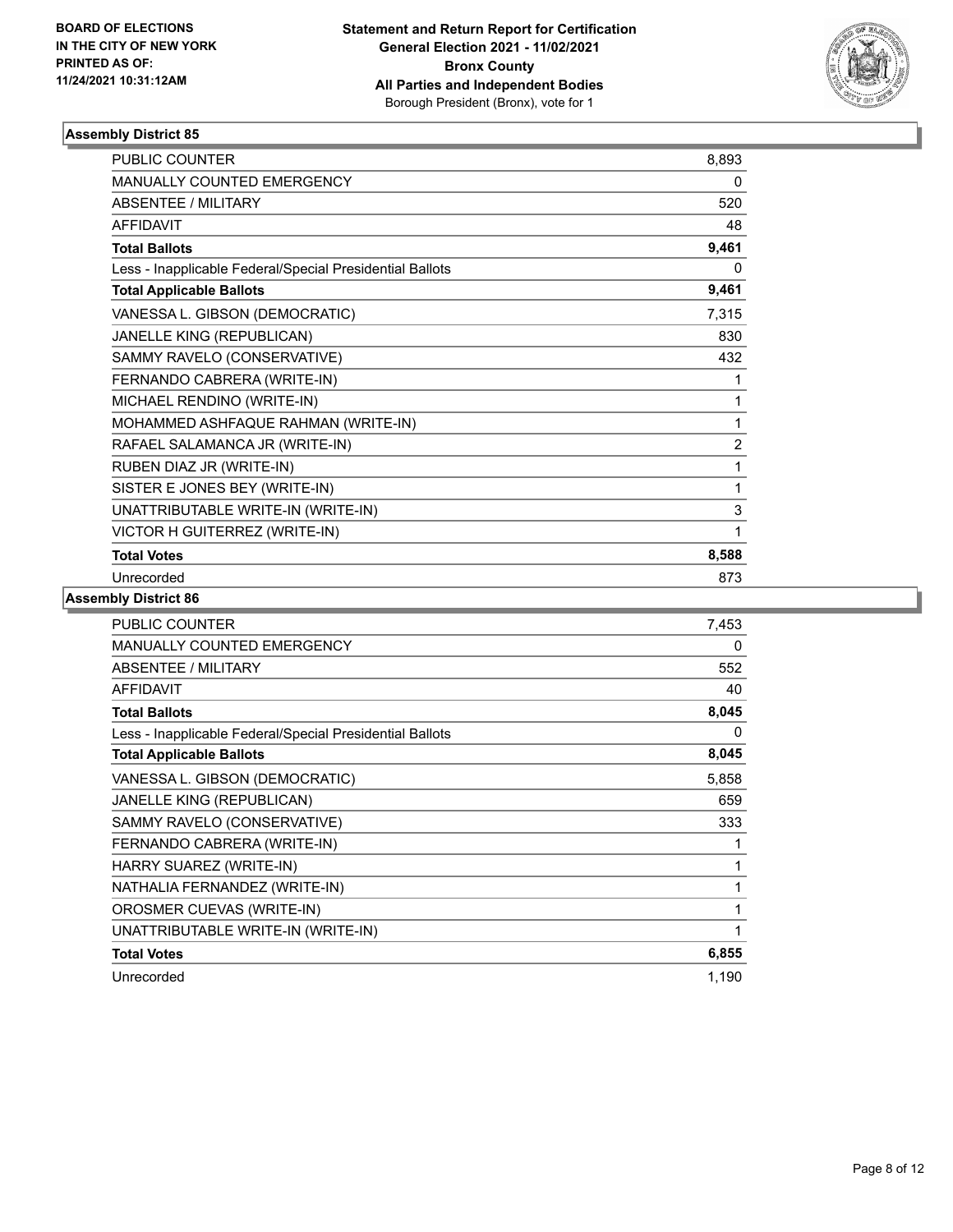**BOARD OF ELECTIONS IN THE CITY OF NEW YORK PRINTED AS OF: 11/24/2021 10:31:12AM**

**Statement and Return Report for Certification General Election 2021 - 11/02/2021 Bronx County All Parties and Independent Bodies**
Borough President (Bronx), vote for 1

### Assembly District 85

| | |
|---|---|
| PUBLIC COUNTER | 8,893 |
| MANUALLY COUNTED EMERGENCY | 0 |
| ABSENTEE / MILITARY | 520 |
| AFFIDAVIT | 48 |
| **Total Ballots** | **9,461** |
| Less - Inapplicable Federal/Special Presidential Ballots | 0 |
| **Total Applicable Ballots** | **9,461** |
| VANESSA L. GIBSON (DEMOCRATIC) | 7,315 |
| JANELLE KING (REPUBLICAN) | 830 |
| SAMMY RAVELO (CONSERVATIVE) | 432 |
| FERNANDO CABRERA (WRITE-IN) | 1 |
| MICHAEL RENDINO (WRITE-IN) | 1 |
| MOHAMMED ASHFAQUE RAHMAN (WRITE-IN) | 1 |
| RAFAEL SALAMANCA JR (WRITE-IN) | 2 |
| RUBEN DIAZ JR (WRITE-IN) | 1 |
| SISTER E JONES BEY (WRITE-IN) | 1 |
| UNATTRIBUTABLE WRITE-IN (WRITE-IN) | 3 |
| VICTOR H GUITERREZ (WRITE-IN) | 1 |
| **Total Votes** | **8,588** |
| Unrecorded | 873 |

### Assembly District 86

| | |
|---|---|
| PUBLIC COUNTER | 7,453 |
| MANUALLY COUNTED EMERGENCY | 0 |
| ABSENTEE / MILITARY | 552 |
| AFFIDAVIT | 40 |
| **Total Ballots** | **8,045** |
| Less - Inapplicable Federal/Special Presidential Ballots | 0 |
| **Total Applicable Ballots** | **8,045** |
| VANESSA L. GIBSON (DEMOCRATIC) | 5,858 |
| JANELLE KING (REPUBLICAN) | 659 |
| SAMMY RAVELO (CONSERVATIVE) | 333 |
| FERNANDO CABRERA (WRITE-IN) | 1 |
| HARRY SUAREZ (WRITE-IN) | 1 |
| NATHALIA FERNANDEZ (WRITE-IN) | 1 |
| OROSMER CUEVAS (WRITE-IN) | 1 |
| UNATTRIBUTABLE WRITE-IN (WRITE-IN) | 1 |
| **Total Votes** | **6,855** |
| Unrecorded | 1,190 |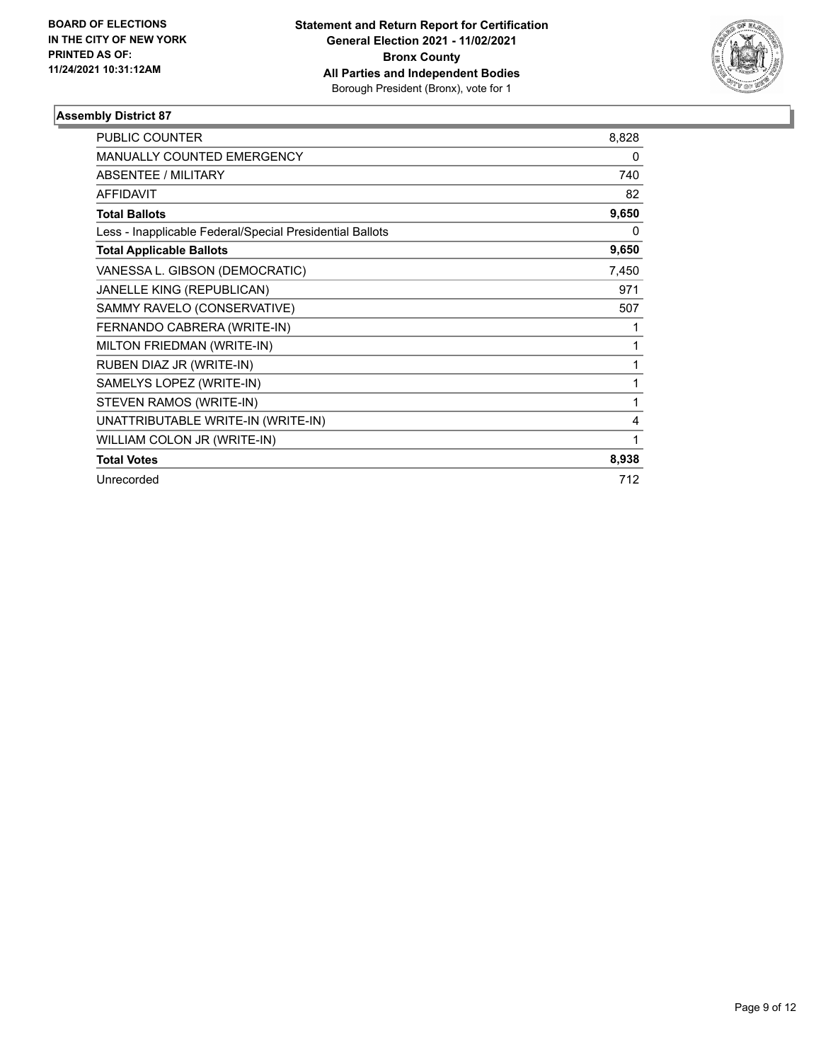BOARD OF ELECTIONS
IN THE CITY OF NEW YORK
PRINTED AS OF:
11/24/2021 10:31:12AM

**Statement and Return Report for Certification**
**General Election 2021 - 11/02/2021**
**Bronx County**
**All Parties and Independent Bodies**
Borough President (Bronx), vote for 1

### Assembly District 87

| | |
|---|---|
| PUBLIC COUNTER | 8,828 |
| MANUALLY COUNTED EMERGENCY | 0 |
| ABSENTEE / MILITARY | 740 |
| AFFIDAVIT | 82 |
| **Total Ballots** | **9,650** |
| Less - Inapplicable Federal/Special Presidential Ballots | 0 |
| **Total Applicable Ballots** | **9,650** |
| VANESSA L. GIBSON (DEMOCRATIC) | 7,450 |
| JANELLE KING (REPUBLICAN) | 971 |
| SAMMY RAVELO (CONSERVATIVE) | 507 |
| FERNANDO CABRERA (WRITE-IN) | 1 |
| MILTON FRIEDMAN (WRITE-IN) | 1 |
| RUBEN DIAZ JR (WRITE-IN) | 1 |
| SAMELYS LOPEZ (WRITE-IN) | 1 |
| STEVEN RAMOS (WRITE-IN) | 1 |
| UNATTRIBUTABLE WRITE-IN (WRITE-IN) | 4 |
| WILLIAM COLON JR (WRITE-IN) | 1 |
| **Total Votes** | **8,938** |
| Unrecorded | 712 |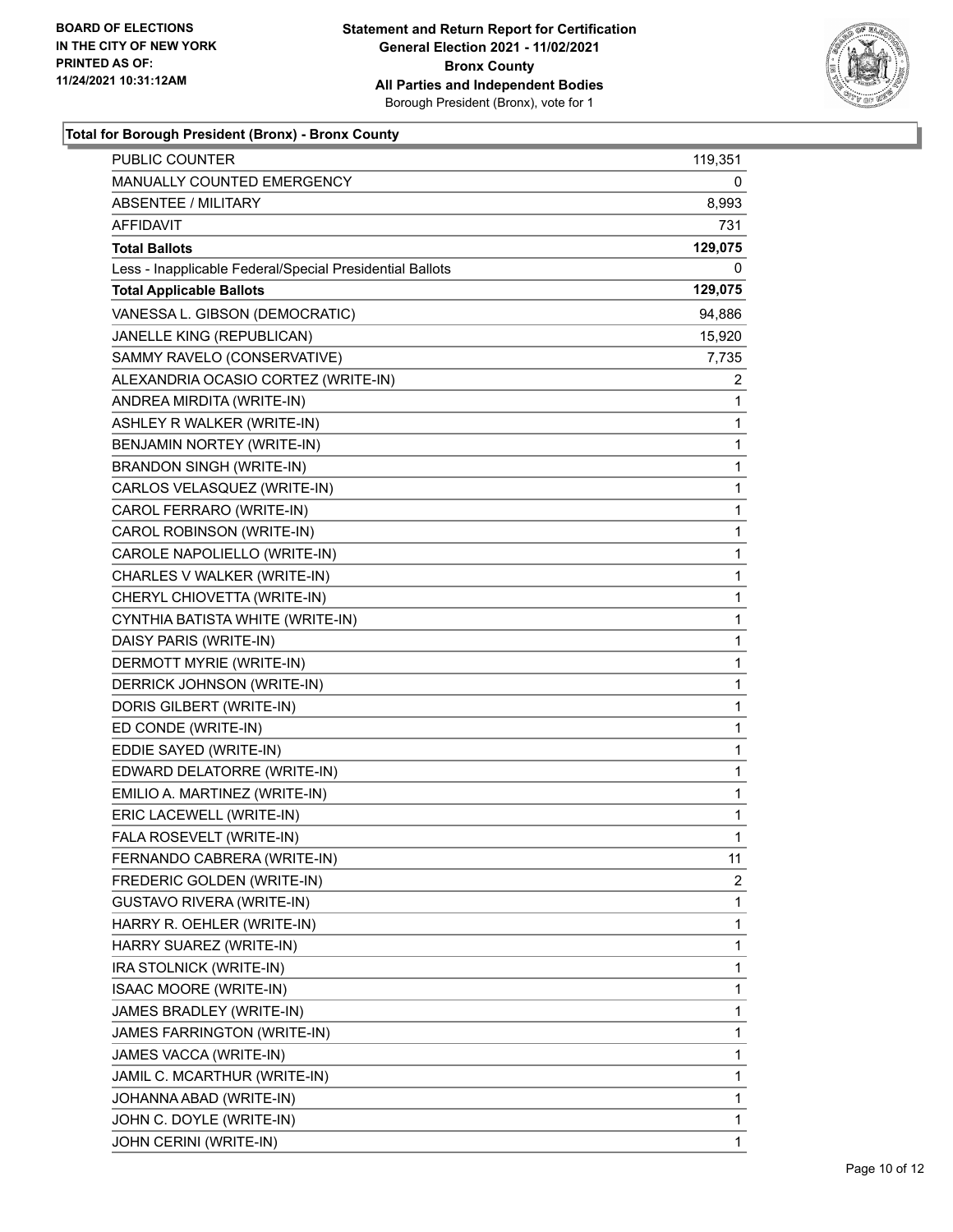**BOARD OF ELECTIONS IN THE CITY OF NEW YORK PRINTED AS OF: 11/24/2021 10:31:12AM**

**Statement and Return Report for Certification General Election 2021 - 11/02/2021 Bronx County All Parties and Independent Bodies**
Borough President (Bronx), vote for 1

### Total for Borough President (Bronx) - Bronx County

| | |
|---|---|
| PUBLIC COUNTER | 119,351 |
| MANUALLY COUNTED EMERGENCY | 0 |
| ABSENTEE / MILITARY | 8,993 |
| AFFIDAVIT | 731 |
| **Total Ballots** | **129,075** |
| Less - Inapplicable Federal/Special Presidential Ballots | 0 |
| **Total Applicable Ballots** | **129,075** |
| VANESSA L. GIBSON (DEMOCRATIC) | 94,886 |
| JANELLE KING (REPUBLICAN) | 15,920 |
| SAMMY RAVELO (CONSERVATIVE) | 7,735 |
| ALEXANDRIA OCASIO CORTEZ (WRITE-IN) | 2 |
| ANDREA MIRDITA (WRITE-IN) | 1 |
| ASHLEY R WALKER (WRITE-IN) | 1 |
| BENJAMIN NORTEY (WRITE-IN) | 1 |
| BRANDON SINGH (WRITE-IN) | 1 |
| CARLOS VELASQUEZ (WRITE-IN) | 1 |
| CAROL FERRARO (WRITE-IN) | 1 |
| CAROL ROBINSON (WRITE-IN) | 1 |
| CAROLE NAPOLIELLO (WRITE-IN) | 1 |
| CHARLES V WALKER (WRITE-IN) | 1 |
| CHERYL CHIOVETTA (WRITE-IN) | 1 |
| CYNTHIA BATISTA WHITE (WRITE-IN) | 1 |
| DAISY PARIS (WRITE-IN) | 1 |
| DERMOTT MYRIE (WRITE-IN) | 1 |
| DERRICK JOHNSON (WRITE-IN) | 1 |
| DORIS GILBERT (WRITE-IN) | 1 |
| ED CONDE (WRITE-IN) | 1 |
| EDDIE SAYED (WRITE-IN) | 1 |
| EDWARD DELATORRE (WRITE-IN) | 1 |
| EMILIO A. MARTINEZ (WRITE-IN) | 1 |
| ERIC LACEWELL (WRITE-IN) | 1 |
| FALA ROSEVELT (WRITE-IN) | 1 |
| FERNANDO CABRERA (WRITE-IN) | 11 |
| FREDERIC GOLDEN (WRITE-IN) | 2 |
| GUSTAVO RIVERA (WRITE-IN) | 1 |
| HARRY R. OEHLER (WRITE-IN) | 1 |
| HARRY SUAREZ (WRITE-IN) | 1 |
| IRA STOLNICK (WRITE-IN) | 1 |
| ISAAC MOORE (WRITE-IN) | 1 |
| JAMES BRADLEY (WRITE-IN) | 1 |
| JAMES FARRINGTON (WRITE-IN) | 1 |
| JAMES VACCA (WRITE-IN) | 1 |
| JAMIL C. MCARTHUR (WRITE-IN) | 1 |
| JOHANNA ABAD (WRITE-IN) | 1 |
| JOHN C. DOYLE (WRITE-IN) | 1 |
| JOHN CERINI (WRITE-IN) | 1 |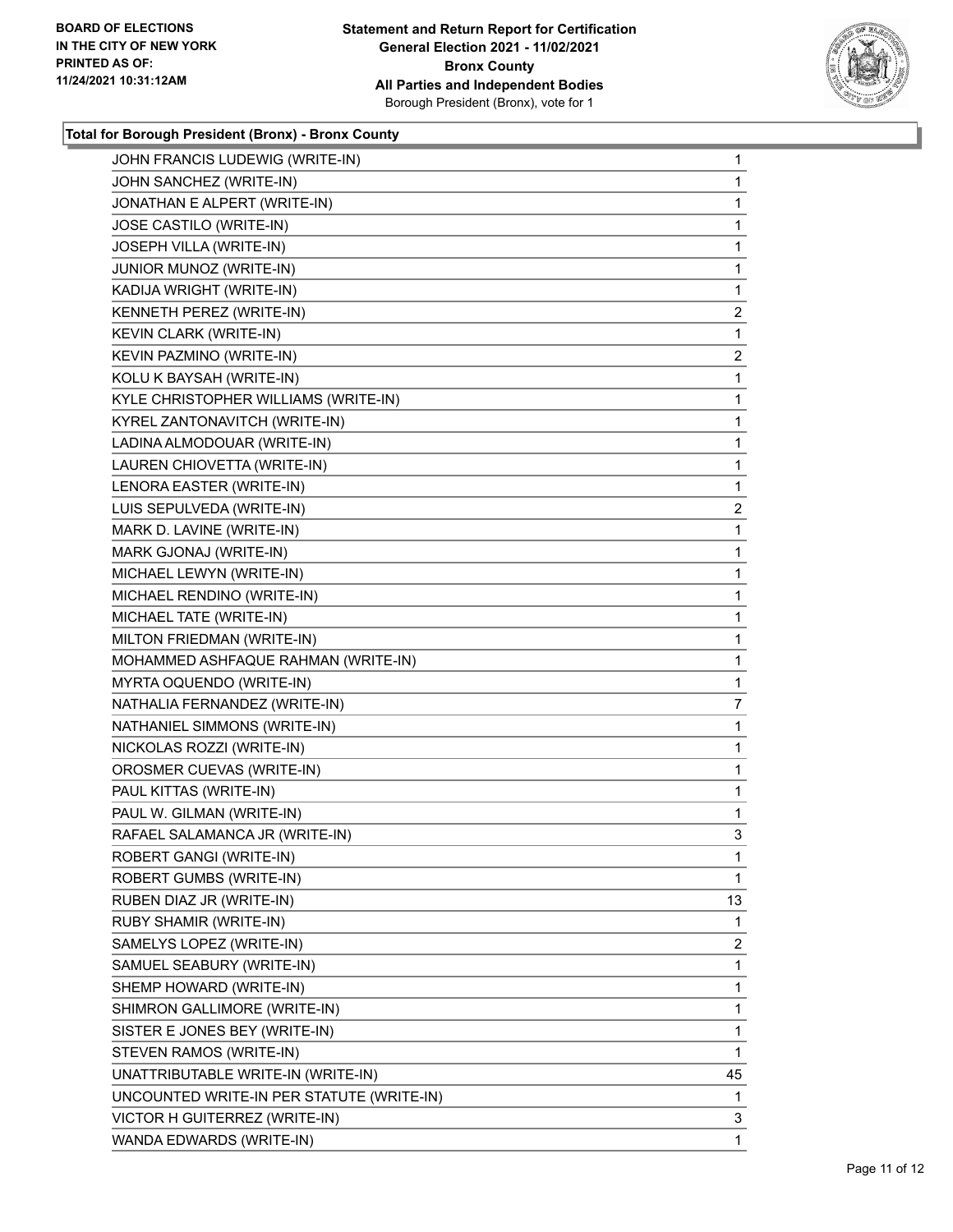**BOARD OF ELECTIONS IN THE CITY OF NEW YORK PRINTED AS OF: 11/24/2021 10:31:12AM**

**Statement and Return Report for Certification General Election 2021 - 11/02/2021 Bronx County All Parties and Independent Bodies**
Borough President (Bronx), vote for 1

### Total for Borough President (Bronx) - Bronx County

| | |
|---|---|
| JOHN FRANCIS LUDEWIG (WRITE-IN) | 1 |
| JOHN SANCHEZ (WRITE-IN) | 1 |
| JONATHAN E ALPERT (WRITE-IN) | 1 |
| JOSE CASTILO (WRITE-IN) | 1 |
| JOSEPH VILLA (WRITE-IN) | 1 |
| JUNIOR MUNOZ (WRITE-IN) | 1 |
| KADIJA WRIGHT (WRITE-IN) | 1 |
| KENNETH PEREZ (WRITE-IN) | 2 |
| KEVIN CLARK (WRITE-IN) | 1 |
| KEVIN PAZMINO (WRITE-IN) | 2 |
| KOLU K BAYSAH (WRITE-IN) | 1 |
| KYLE CHRISTOPHER WILLIAMS (WRITE-IN) | 1 |
| KYREL ZANTONAVITCH (WRITE-IN) | 1 |
| LADINA ALMODOUAR (WRITE-IN) | 1 |
| LAUREN CHIOVETTA (WRITE-IN) | 1 |
| LENORA EASTER (WRITE-IN) | 1 |
| LUIS SEPULVEDA (WRITE-IN) | 2 |
| MARK D. LAVINE (WRITE-IN) | 1 |
| MARK GJONAJ (WRITE-IN) | 1 |
| MICHAEL LEWYN (WRITE-IN) | 1 |
| MICHAEL RENDINO (WRITE-IN) | 1 |
| MICHAEL TATE (WRITE-IN) | 1 |
| MILTON FRIEDMAN (WRITE-IN) | 1 |
| MOHAMMED ASHFAQUE RAHMAN (WRITE-IN) | 1 |
| MYRTA OQUENDO (WRITE-IN) | 1 |
| NATHALIA FERNANDEZ (WRITE-IN) | 7 |
| NATHANIEL SIMMONS (WRITE-IN) | 1 |
| NICKOLAS ROZZI (WRITE-IN) | 1 |
| OROSMER CUEVAS (WRITE-IN) | 1 |
| PAUL KITTAS (WRITE-IN) | 1 |
| PAUL W. GILMAN (WRITE-IN) | 1 |
| RAFAEL SALAMANCA JR (WRITE-IN) | 3 |
| ROBERT GANGI (WRITE-IN) | 1 |
| ROBERT GUMBS (WRITE-IN) | 1 |
| RUBEN DIAZ JR (WRITE-IN) | 13 |
| RUBY SHAMIR (WRITE-IN) | 1 |
| SAMELYS LOPEZ (WRITE-IN) | 2 |
| SAMUEL SEABURY (WRITE-IN) | 1 |
| SHEMP HOWARD (WRITE-IN) | 1 |
| SHIMRON GALLIMORE (WRITE-IN) | 1 |
| SISTER E JONES BEY (WRITE-IN) | 1 |
| STEVEN RAMOS (WRITE-IN) | 1 |
| UNATTRIBUTABLE WRITE-IN (WRITE-IN) | 45 |
| UNCOUNTED WRITE-IN PER STATUTE (WRITE-IN) | 1 |
| VICTOR H GUITERREZ (WRITE-IN) | 3 |
| WANDA EDWARDS (WRITE-IN) | 1 |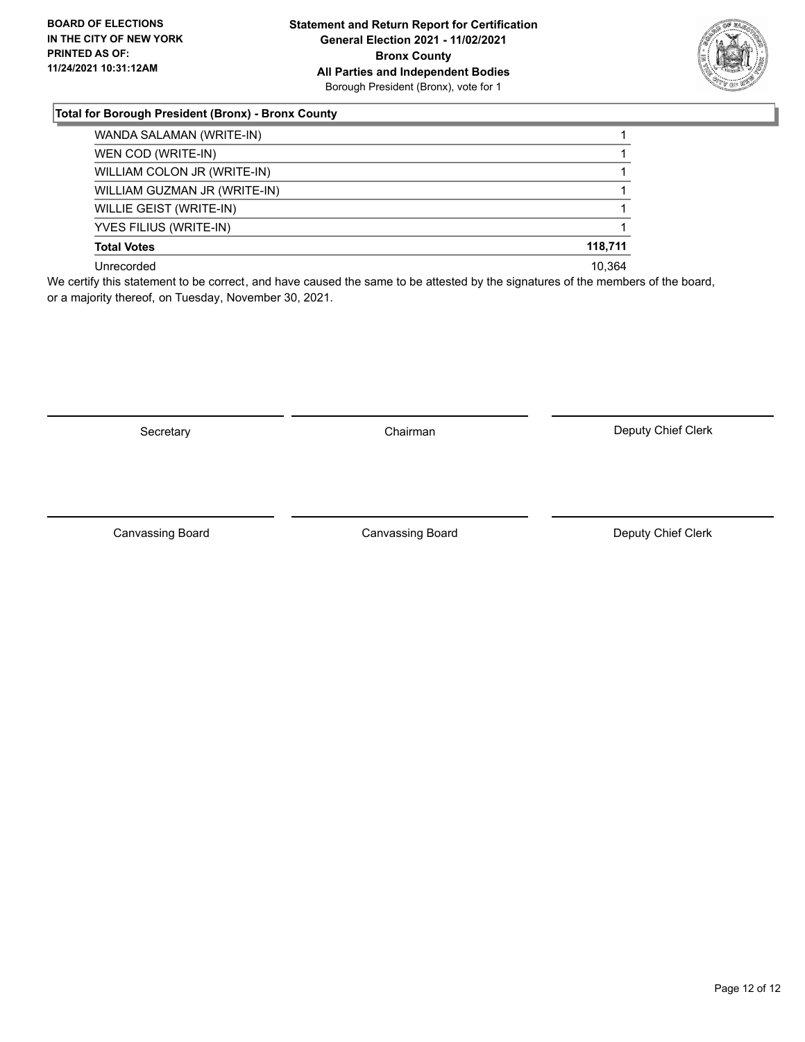**BOARD OF ELECTIONS IN THE CITY OF NEW YORK PRINTED AS OF: 11/24/2021 10:31:12AM**

**Statement and Return Report for Certification General Election 2021 - 11/02/2021 Bronx County All Parties and Independent Bodies**
Borough President (Bronx), vote for 1

### Total for Borough President (Bronx) - Bronx County

| | |
|---|---|
| WANDA SALAMAN (WRITE-IN) | 1 |
| WEN COD (WRITE-IN) | 1 |
| WILLIAM COLON JR (WRITE-IN) | 1 |
| WILLIAM GUZMAN JR (WRITE-IN) | 1 |
| WILLIE GEIST (WRITE-IN) | 1 |
| YVES FILIUS (WRITE-IN) | 1 |
| **Total Votes** | **118,711** |
| Unrecorded | 10,364 |

We certify this statement to be correct, and have caused the same to be attested by the signatures of the members of the board, or a majority thereof, on Tuesday, November 30, 2021.

Secretary

Chairman

Deputy Chief Clerk

Canvassing Board

Canvassing Board

Deputy Chief Clerk